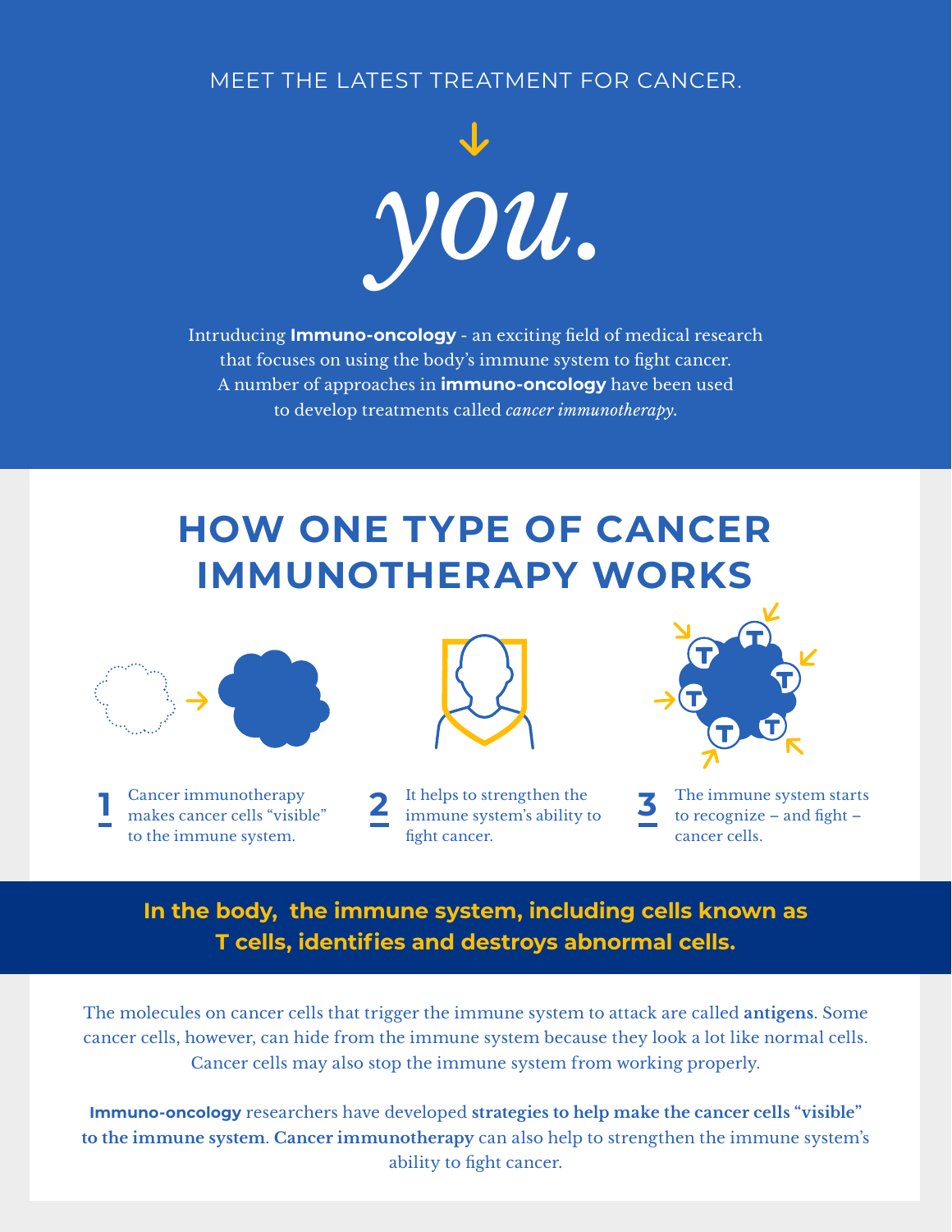MEET THE LATEST TREATMENT FOR CANCER.

# *you.*

Intruducing **Immuno-oncology** - an exciting field of medical research that focuses on using the body's immune system to fight cancer. A number of approaches in **immuno-oncology** have been used to develop treatments called *cancer immunotherapy*.

## HOW ONE TYPE OF CANCER IMMUNOTHERAPY WORKS

**1** Cancer immunotherapy makes cancer cells "visible" to the immune system.

**2** It helps to strengthen the immune system's ability to fight cancer.

**3** The immune system starts to recognize – and fight – cancer cells.

**In the body, the immune system, including cells known as T cells, identifies and destroys abnormal cells.**

The molecules on cancer cells that trigger the immune system to attack are called **antigens**. Some cancer cells, however, can hide from the immune system because they look a lot like normal cells. Cancer cells may also stop the immune system from working properly.

**Immuno-oncology** researchers have developed **strategies to help make the cancer cells "visible" to the immune system**. **Cancer immunotherapy** can also help to strengthen the immune system's ability to fight cancer.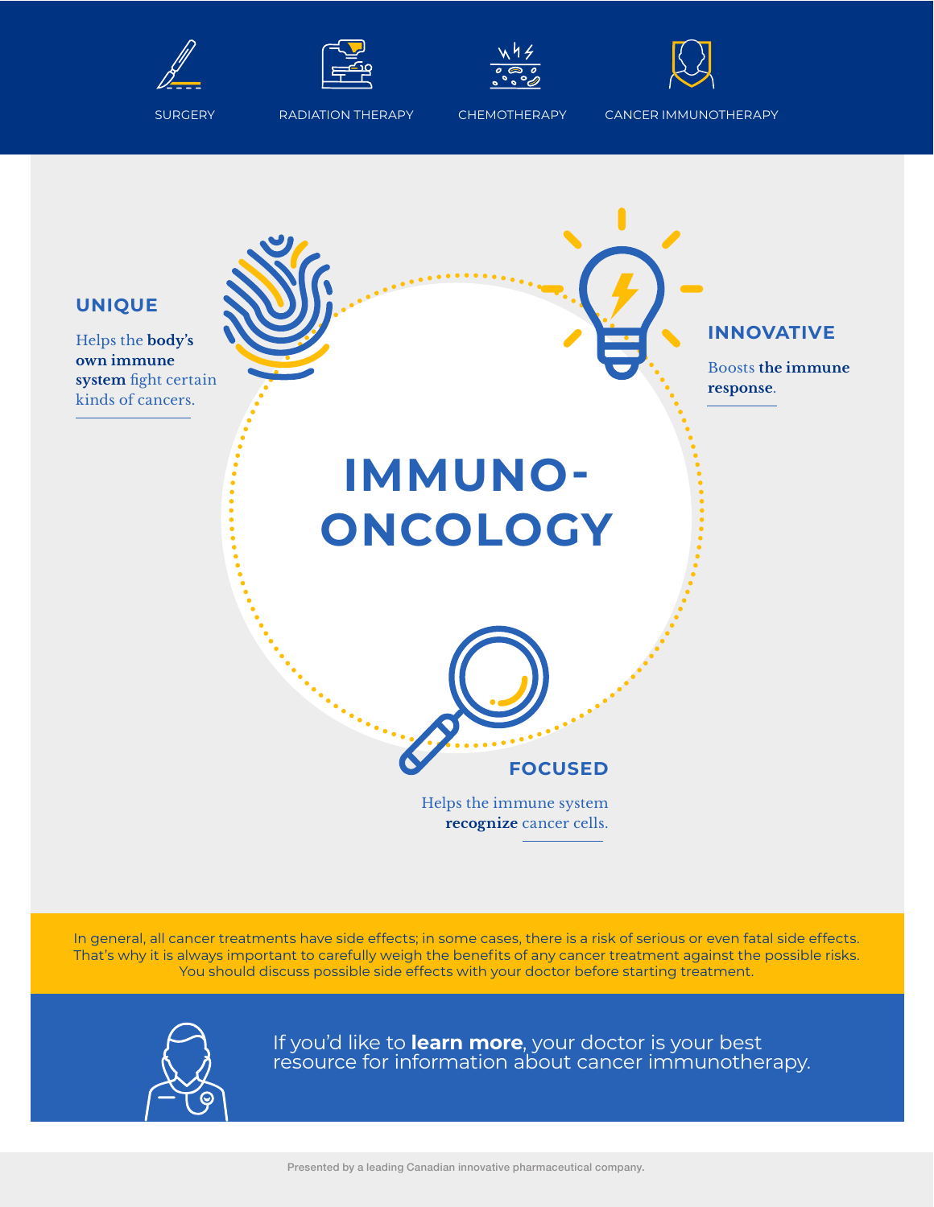SURGERY

RADIATION THERAPY

CHEMOTHERAPY

CANCER IMMUNOTHERAPY

# IMMUNO-ONCOLOGY

## UNIQUE

Helps the **body's own immune system** fight certain kinds of cancers.

## INNOVATIVE

Boosts **the immune response**.

## FOCUSED

Helps the immune system **recognize** cancer cells.

In general, all cancer treatments have side effects; in some cases, there is a risk of serious or even fatal side effects. That's why it is always important to carefully weigh the benefits of any cancer treatment against the possible risks. You should discuss possible side effects with your doctor before starting treatment.

If you'd like to **learn more**, your doctor is your best resource for information about cancer immunotherapy.

Presented by a leading Canadian innovative pharmaceutical company.